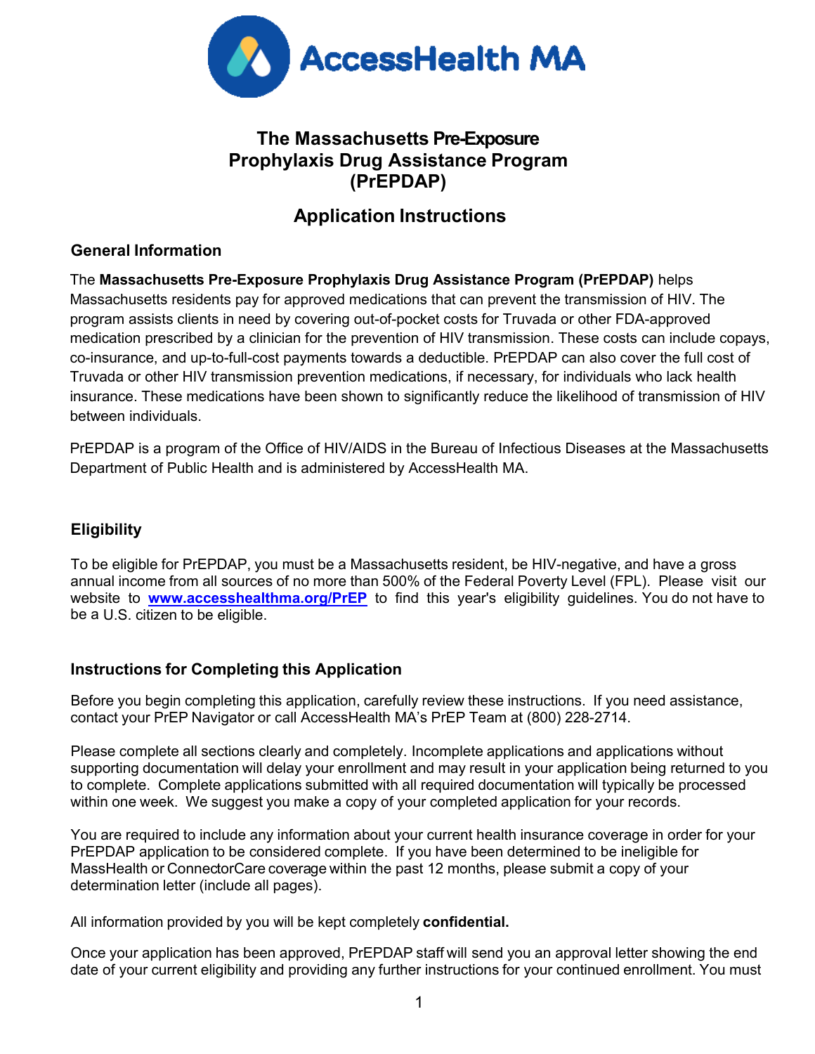AccessHealth MA

# The Massachusetts Pre-Exposure Prophylaxis Drug Assistance Program (PrEPDAP)

## Application Instructions

### General Information

The **Massachusetts Pre-Exposure Prophylaxis Drug Assistance Program (PrEPDAP)** helps Massachusetts residents pay for approved medications that can prevent the transmission of HIV. The program assists clients in need by covering out-of-pocket costs for Truvada or other FDA-approved medication prescribed by a clinician for the prevention of HIV transmission. These costs can include copays, co-insurance, and up-to-full-cost payments towards a deductible. PrEPDAP can also cover the full cost of Truvada or other HIV transmission prevention medications, if necessary, for individuals who lack health insurance. These medications have been shown to significantly reduce the likelihood of transmission of HIV between individuals.

PrEPDAP is a program of the Office of HIV/AIDS in the Bureau of Infectious Diseases at the Massachusetts Department of Public Health and is administered by AccessHealth MA.

### Eligibility

To be eligible for PrEPDAP, you must be a Massachusetts resident, be HIV-negative, and have a gross annual income from all sources of no more than 500% of the Federal Poverty Level (FPL). Please visit our website to **www.accesshealthma.org/PrEP** to find this year's eligibility guidelines. You do not have to be a U.S. citizen to be eligible.

### Instructions for Completing this Application

Before you begin completing this application, carefully review these instructions. If you need assistance, contact your PrEP Navigator or call AccessHealth MA's PrEP Team at (800) 228-2714.

Please complete all sections clearly and completely. Incomplete applications and applications without supporting documentation will delay your enrollment and may result in your application being returned to you to complete. Complete applications submitted with all required documentation will typically be processed within one week. We suggest you make a copy of your completed application for your records.

You are required to include any information about your current health insurance coverage in order for your PrEPDAP application to be considered complete. If you have been determined to be ineligible for MassHealth or ConnectorCare coverage within the past 12 months, please submit a copy of your determination letter (include all pages).

All information provided by you will be kept completely **confidential.**

Once your application has been approved, PrEPDAP staff will send you an approval letter showing the end date of your current eligibility and providing any further instructions for your continued enrollment. You must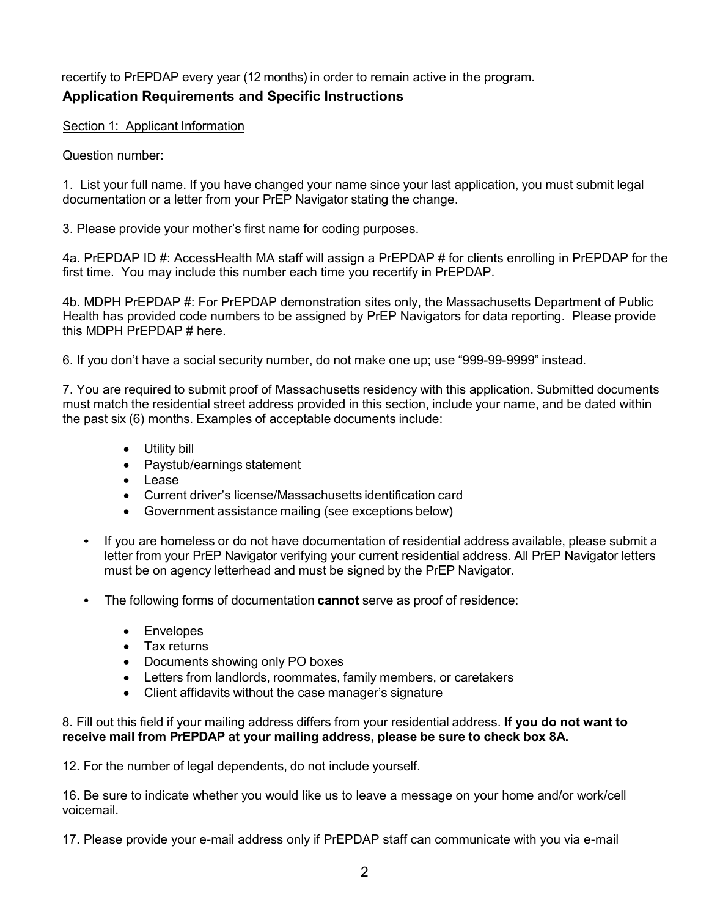recertify to PrEPDAP every year (12 months) in order to remain active in the program.

## Application Requirements and Specific Instructions

Section 1: Applicant Information

Question number:

1. List your full name. If you have changed your name since your last application, you must submit legal documentation or a letter from your PrEP Navigator stating the change.

3. Please provide your mother's first name for coding purposes.

4a. PrEPDAP ID #: AccessHealth MA staff will assign a PrEPDAP # for clients enrolling in PrEPDAP for the first time. You may include this number each time you recertify in PrEPDAP.

4b. MDPH PrEPDAP #: For PrEPDAP demonstration sites only, the Massachusetts Department of Public Health has provided code numbers to be assigned by PrEP Navigators for data reporting. Please provide this MDPH PrEPDAP # here.

6. If you don't have a social security number, do not make one up; use "999-99-9999" instead.

7. You are required to submit proof of Massachusetts residency with this application. Submitted documents must match the residential street address provided in this section, include your name, and be dated within the past six (6) months. Examples of acceptable documents include:

   - Utility bill
   - Paystub/earnings statement
   - Lease
   - Current driver's license/Massachusetts identification card
   - Government assistance mailing (see exceptions below)

- If you are homeless or do not have documentation of residential address available, please submit a letter from your PrEP Navigator verifying your current residential address. All PrEP Navigator letters must be on agency letterhead and must be signed by the PrEP Navigator.

- The following forms of documentation **cannot** serve as proof of residence:

   - Envelopes
   - Tax returns
   - Documents showing only PO boxes
   - Letters from landlords, roommates, family members, or caretakers
   - Client affidavits without the case manager's signature

8. Fill out this field if your mailing address differs from your residential address. **If you do not want to receive mail from PrEPDAP at your mailing address, please be sure to check box 8A.**

12. For the number of legal dependents, do not include yourself.

16. Be sure to indicate whether you would like us to leave a message on your home and/or work/cell voicemail.

17. Please provide your e-mail address only if PrEPDAP staff can communicate with you via e-mail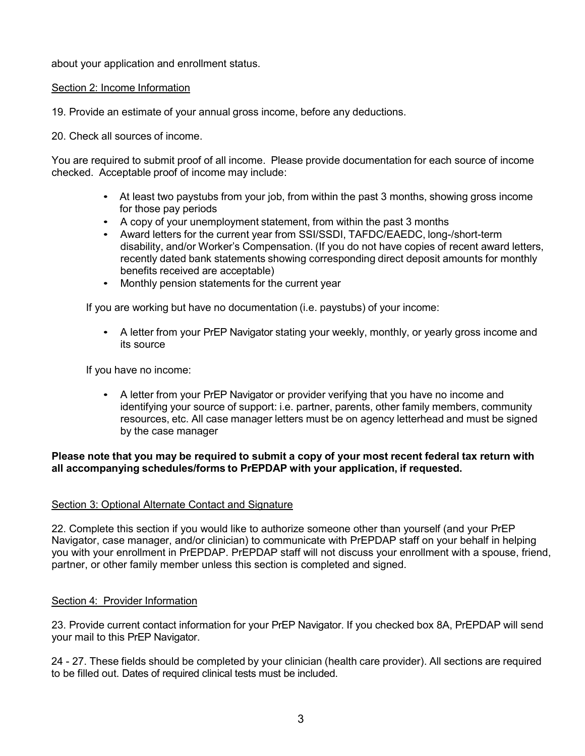about your application and enrollment status.

Section 2: Income Information

19. Provide an estimate of your annual gross income, before any deductions.

20. Check all sources of income.

You are required to submit proof of all income. Please provide documentation for each source of income checked. Acceptable proof of income may include:

- At least two paystubs from your job, from within the past 3 months, showing gross income for those pay periods
- A copy of your unemployment statement, from within the past 3 months
- Award letters for the current year from SSI/SSDI, TAFDC/EAEDC, long-/short-term disability, and/or Worker's Compensation. (If you do not have copies of recent award letters, recently dated bank statements showing corresponding direct deposit amounts for monthly benefits received are acceptable)
- Monthly pension statements for the current year

If you are working but have no documentation (i.e. paystubs) of your income:

- A letter from your PrEP Navigator stating your weekly, monthly, or yearly gross income and its source

If you have no income:

- A letter from your PrEP Navigator or provider verifying that you have no income and identifying your source of support: i.e. partner, parents, other family members, community resources, etc. All case manager letters must be on agency letterhead and must be signed by the case manager

**Please note that you may be required to submit a copy of your most recent federal tax return with all accompanying schedules/forms to PrEPDAP with your application, if requested.**

Section 3: Optional Alternate Contact and Signature

22. Complete this section if you would like to authorize someone other than yourself (and your PrEP Navigator, case manager, and/or clinician) to communicate with PrEPDAP staff on your behalf in helping you with your enrollment in PrEPDAP. PrEPDAP staff will not discuss your enrollment with a spouse, friend, partner, or other family member unless this section is completed and signed.

Section 4: Provider Information

23. Provide current contact information for your PrEP Navigator. If you checked box 8A, PrEPDAP will send your mail to this PrEP Navigator.

24 - 27. These fields should be completed by your clinician (health care provider). All sections are required to be filled out. Dates of required clinical tests must be included.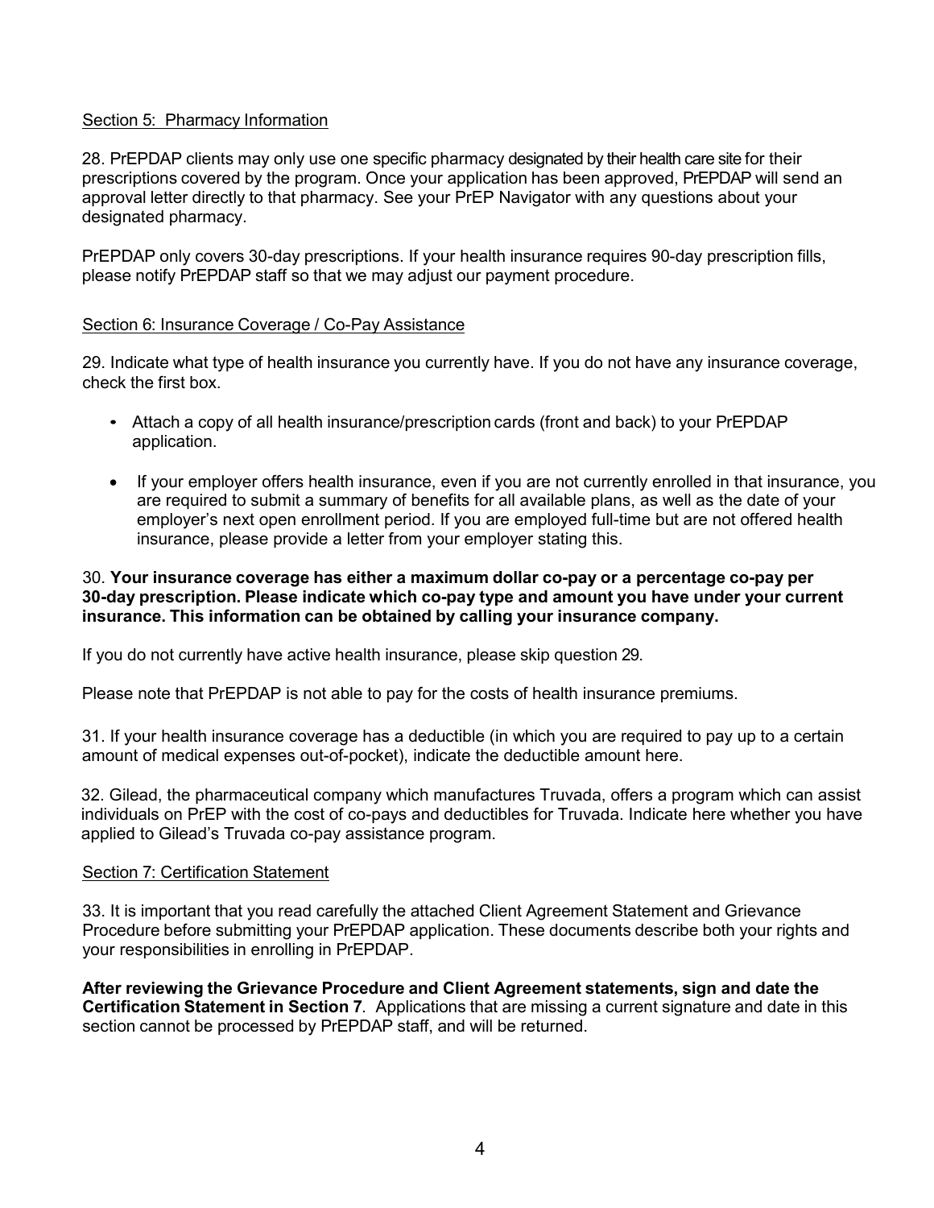Section 5: Pharmacy Information

28. PrEPDAP clients may only use one specific pharmacy designated by their health care site for their prescriptions covered by the program. Once your application has been approved, PrEPDAP will send an approval letter directly to that pharmacy. See your PrEP Navigator with any questions about your designated pharmacy.

PrEPDAP only covers 30-day prescriptions. If your health insurance requires 90-day prescription fills, please notify PrEPDAP staff so that we may adjust our payment procedure.

Section 6: Insurance Coverage / Co-Pay Assistance

29. Indicate what type of health insurance you currently have. If you do not have any insurance coverage, check the first box.

- Attach a copy of all health insurance/prescription cards (front and back) to your PrEPDAP application.
- If your employer offers health insurance, even if you are not currently enrolled in that insurance, you are required to submit a summary of benefits for all available plans, as well as the date of your employer's next open enrollment period. If you are employed full-time but are not offered health insurance, please provide a letter from your employer stating this.

30. **Your insurance coverage has either a maximum dollar co-pay or a percentage co-pay per 30-day prescription. Please indicate which co-pay type and amount you have under your current insurance. This information can be obtained by calling your insurance company.**

If you do not currently have active health insurance, please skip question 29.

Please note that PrEPDAP is not able to pay for the costs of health insurance premiums.

31. If your health insurance coverage has a deductible (in which you are required to pay up to a certain amount of medical expenses out-of-pocket), indicate the deductible amount here.

32. Gilead, the pharmaceutical company which manufactures Truvada, offers a program which can assist individuals on PrEP with the cost of co-pays and deductibles for Truvada. Indicate here whether you have applied to Gilead's Truvada co-pay assistance program.

Section 7: Certification Statement

33. It is important that you read carefully the attached Client Agreement Statement and Grievance Procedure before submitting your PrEPDAP application. These documents describe both your rights and your responsibilities in enrolling in PrEPDAP.

**After reviewing the Grievance Procedure and Client Agreement statements, sign and date the Certification Statement in Section 7**. Applications that are missing a current signature and date in this section cannot be processed by PrEPDAP staff, and will be returned.